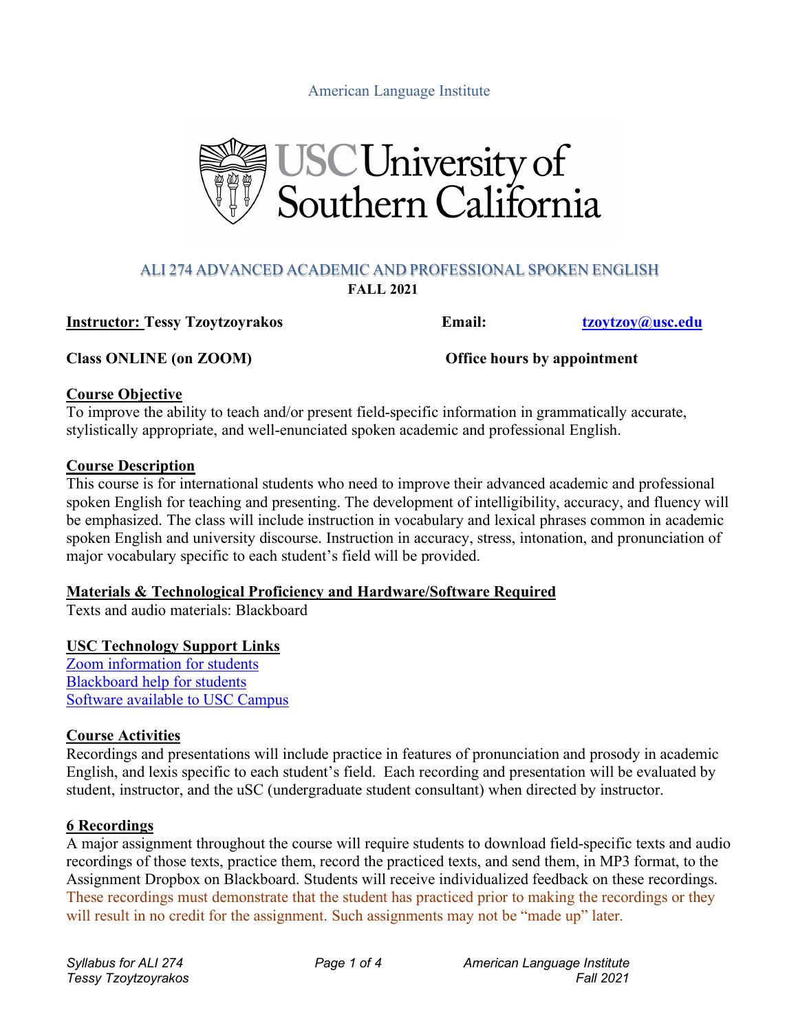American Language Institute

USC University of Southern California

# ALI 274 ADVANCED ACADEMIC AND PROFESSIONAL SPOKEN ENGLISH

**FALL 2021**

**Instructor: Tessy Tzoytzoyrakos** **Email: tzoytzoy@usc.edu**

**Class ONLINE (on ZOOM)** **Office hours by appointment**

## Course Objective

To improve the ability to teach and/or present field-specific information in grammatically accurate, stylistically appropriate, and well-enunciated spoken academic and professional English.

## Course Description

This course is for international students who need to improve their advanced academic and professional spoken English for teaching and presenting. The development of intelligibility, accuracy, and fluency will be emphasized. The class will include instruction in vocabulary and lexical phrases common in academic spoken English and university discourse. Instruction in accuracy, stress, intonation, and pronunciation of major vocabulary specific to each student's field will be provided.

## Materials & Technological Proficiency and Hardware/Software Required

Texts and audio materials: Blackboard

## USC Technology Support Links

Zoom information for students
Blackboard help for students
Software available to USC Campus

## Course Activities

Recordings and presentations will include practice in features of pronunciation and prosody in academic English, and lexis specific to each student's field. Each recording and presentation will be evaluated by student, instructor, and the uSC (undergraduate student consultant) when directed by instructor.

## 6 Recordings

A major assignment throughout the course will require students to download field-specific texts and audio recordings of those texts, practice them, record the practiced texts, and send them, in MP3 format, to the Assignment Dropbox on Blackboard. Students will receive individualized feedback on these recordings. These recordings must demonstrate that the student has practiced prior to making the recordings or they will result in no credit for the assignment. Such assignments may not be "made up" later.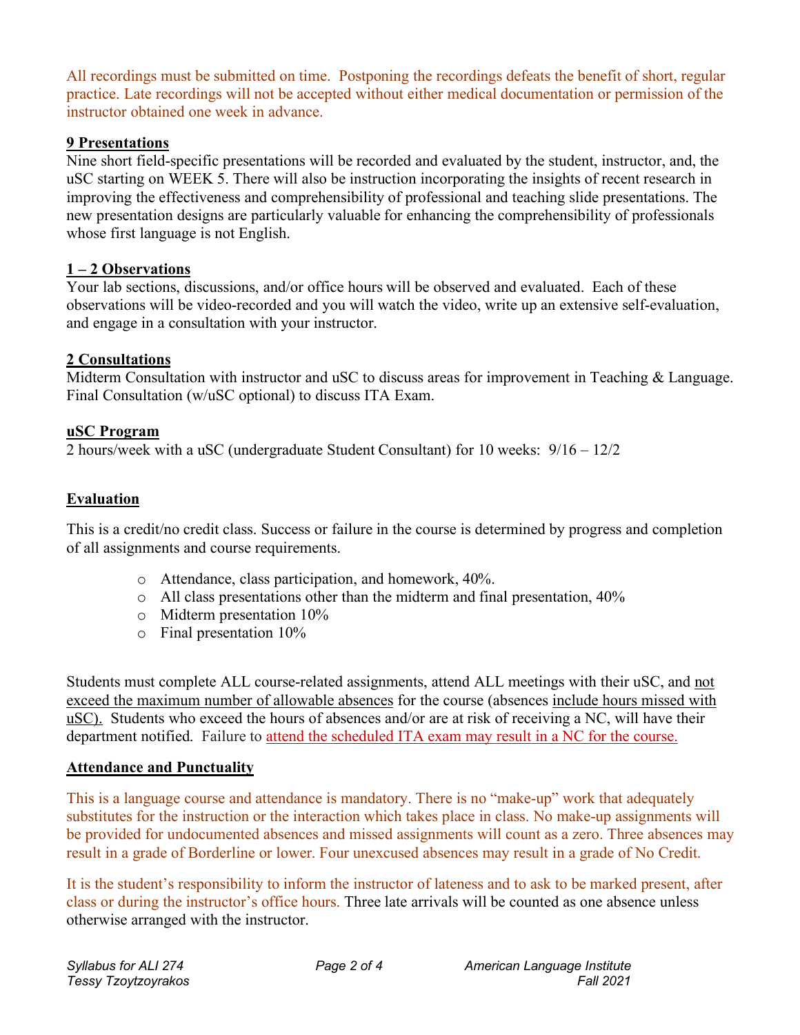All recordings must be submitted on time. Postponing the recordings defeats the benefit of short, regular practice. Late recordings will not be accepted without either medical documentation or permission of the instructor obtained one week in advance.

**9 Presentations**

Nine short field-specific presentations will be recorded and evaluated by the student, instructor, and, the uSC starting on WEEK 5. There will also be instruction incorporating the insights of recent research in improving the effectiveness and comprehensibility of professional and teaching slide presentations. The new presentation designs are particularly valuable for enhancing the comprehensibility of professionals whose first language is not English.

**1 – 2 Observations**

Your lab sections, discussions, and/or office hours will be observed and evaluated. Each of these observations will be video-recorded and you will watch the video, write up an extensive self-evaluation, and engage in a consultation with your instructor.

**2 Consultations**

Midterm Consultation with instructor and uSC to discuss areas for improvement in Teaching & Language. Final Consultation (w/uSC optional) to discuss ITA Exam.

**uSC Program**

2 hours/week with a uSC (undergraduate Student Consultant) for 10 weeks: 9/16 – 12/2

**Evaluation**

This is a credit/no credit class. Success or failure in the course is determined by progress and completion of all assignments and course requirements.

- Attendance, class participation, and homework, 40%.
- All class presentations other than the midterm and final presentation, 40%
- Midterm presentation 10%
- Final presentation 10%

Students must complete ALL course-related assignments, attend ALL meetings with their uSC, and not exceed the maximum number of allowable absences for the course (absences include hours missed with uSC). Students who exceed the hours of absences and/or are at risk of receiving a NC, will have their department notified. Failure to attend the scheduled ITA exam may result in a NC for the course.

**Attendance and Punctuality**

This is a language course and attendance is mandatory. There is no "make-up" work that adequately substitutes for the instruction or the interaction which takes place in class. No make-up assignments will be provided for undocumented absences and missed assignments will count as a zero. Three absences may result in a grade of Borderline or lower. Four unexcused absences may result in a grade of No Credit.

It is the student's responsibility to inform the instructor of lateness and to ask to be marked present, after class or during the instructor's office hours. Three late arrivals will be counted as one absence unless otherwise arranged with the instructor.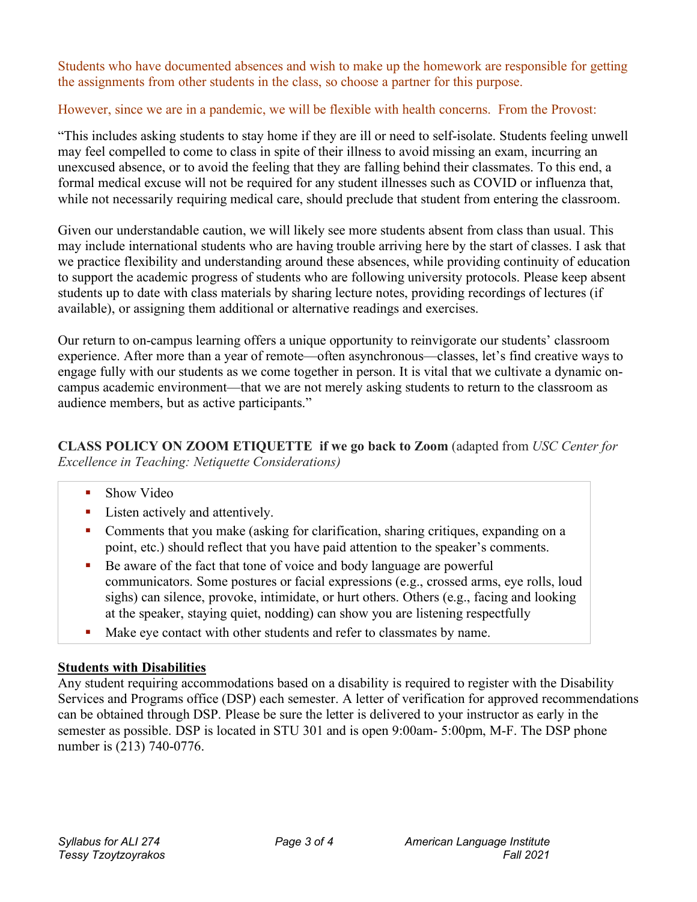Students who have documented absences and wish to make up the homework are responsible for getting the assignments from other students in the class, so choose a partner for this purpose.

However, since we are in a pandemic, we will be flexible with health concerns. From the Provost:

"This includes asking students to stay home if they are ill or need to self-isolate. Students feeling unwell may feel compelled to come to class in spite of their illness to avoid missing an exam, incurring an unexcused absence, or to avoid the feeling that they are falling behind their classmates. To this end, a formal medical excuse will not be required for any student illnesses such as COVID or influenza that, while not necessarily requiring medical care, should preclude that student from entering the classroom.

Given our understandable caution, we will likely see more students absent from class than usual. This may include international students who are having trouble arriving here by the start of classes. I ask that we practice flexibility and understanding around these absences, while providing continuity of education to support the academic progress of students who are following university protocols. Please keep absent students up to date with class materials by sharing lecture notes, providing recordings of lectures (if available), or assigning them additional or alternative readings and exercises.

Our return to on-campus learning offers a unique opportunity to reinvigorate our students' classroom experience. After more than a year of remote—often asynchronous—classes, let's find creative ways to engage fully with our students as we come together in person. It is vital that we cultivate a dynamic on-campus academic environment—that we are not merely asking students to return to the classroom as audience members, but as active participants."

**CLASS POLICY ON ZOOM ETIQUETTE if we go back to Zoom** (adapted from *USC Center for Excellence in Teaching: Netiquette Considerations)*

- Show Video
- Listen actively and attentively.
- Comments that you make (asking for clarification, sharing critiques, expanding on a point, etc.) should reflect that you have paid attention to the speaker's comments.
- Be aware of the fact that tone of voice and body language are powerful communicators. Some postures or facial expressions (e.g., crossed arms, eye rolls, loud sighs) can silence, provoke, intimidate, or hurt others. Others (e.g., facing and looking at the speaker, staying quiet, nodding) can show you are listening respectfully
- Make eye contact with other students and refer to classmates by name.

**Students with Disabilities**

Any student requiring accommodations based on a disability is required to register with the Disability Services and Programs office (DSP) each semester. A letter of verification for approved recommendations can be obtained through DSP. Please be sure the letter is delivered to your instructor as early in the semester as possible. DSP is located in STU 301 and is open 9:00am- 5:00pm, M-F. The DSP phone number is (213) 740-0776.